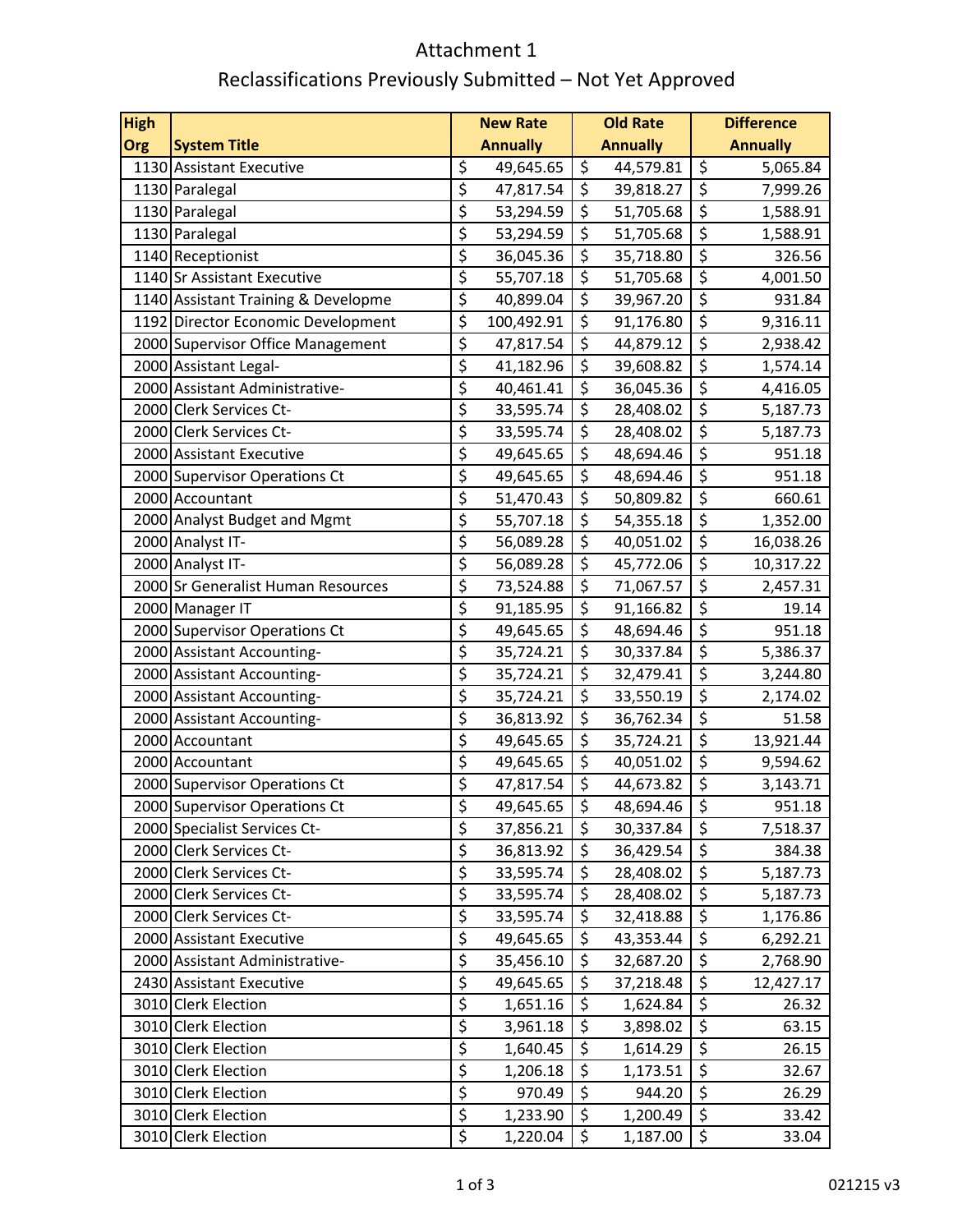# Attachment 1

## Reclassifications Previously Submitted – Not Yet Approved

| High Org | System Title | New Rate Annually | Old Rate Annually | Difference Annually |
|---|---|---|---|---|
| 1130 | Assistant Executive | $ 49,645.65 | $ 44,579.81 | $ 5,065.84 |
| 1130 | Paralegal | $ 47,817.54 | $ 39,818.27 | $ 7,999.26 |
| 1130 | Paralegal | $ 53,294.59 | $ 51,705.68 | $ 1,588.91 |
| 1130 | Paralegal | $ 53,294.59 | $ 51,705.68 | $ 1,588.91 |
| 1140 | Receptionist | $ 36,045.36 | $ 35,718.80 | $ 326.56 |
| 1140 | Sr Assistant Executive | $ 55,707.18 | $ 51,705.68 | $ 4,001.50 |
| 1140 | Assistant Training & Developme | $ 40,899.04 | $ 39,967.20 | $ 931.84 |
| 1192 | Director Economic Development | $ 100,492.91 | $ 91,176.80 | $ 9,316.11 |
| 2000 | Supervisor Office Management | $ 47,817.54 | $ 44,879.12 | $ 2,938.42 |
| 2000 | Assistant Legal- | $ 41,182.96 | $ 39,608.82 | $ 1,574.14 |
| 2000 | Assistant Administrative- | $ 40,461.41 | $ 36,045.36 | $ 4,416.05 |
| 2000 | Clerk Services Ct- | $ 33,595.74 | $ 28,408.02 | $ 5,187.73 |
| 2000 | Clerk Services Ct- | $ 33,595.74 | $ 28,408.02 | $ 5,187.73 |
| 2000 | Assistant Executive | $ 49,645.65 | $ 48,694.46 | $ 951.18 |
| 2000 | Supervisor Operations Ct | $ 49,645.65 | $ 48,694.46 | $ 951.18 |
| 2000 | Accountant | $ 51,470.43 | $ 50,809.82 | $ 660.61 |
| 2000 | Analyst Budget and Mgmt | $ 55,707.18 | $ 54,355.18 | $ 1,352.00 |
| 2000 | Analyst IT- | $ 56,089.28 | $ 40,051.02 | $ 16,038.26 |
| 2000 | Analyst IT- | $ 56,089.28 | $ 45,772.06 | $ 10,317.22 |
| 2000 | Sr Generalist Human Resources | $ 73,524.88 | $ 71,067.57 | $ 2,457.31 |
| 2000 | Manager IT | $ 91,185.95 | $ 91,166.82 | $ 19.14 |
| 2000 | Supervisor Operations Ct | $ 49,645.65 | $ 48,694.46 | $ 951.18 |
| 2000 | Assistant Accounting- | $ 35,724.21 | $ 30,337.84 | $ 5,386.37 |
| 2000 | Assistant Accounting- | $ 35,724.21 | $ 32,479.41 | $ 3,244.80 |
| 2000 | Assistant Accounting- | $ 35,724.21 | $ 33,550.19 | $ 2,174.02 |
| 2000 | Assistant Accounting- | $ 36,813.92 | $ 36,762.34 | $ 51.58 |
| 2000 | Accountant | $ 49,645.65 | $ 35,724.21 | $ 13,921.44 |
| 2000 | Accountant | $ 49,645.65 | $ 40,051.02 | $ 9,594.62 |
| 2000 | Supervisor Operations Ct | $ 47,817.54 | $ 44,673.82 | $ 3,143.71 |
| 2000 | Supervisor Operations Ct | $ 49,645.65 | $ 48,694.46 | $ 951.18 |
| 2000 | Specialist Services Ct- | $ 37,856.21 | $ 30,337.84 | $ 7,518.37 |
| 2000 | Clerk Services Ct- | $ 36,813.92 | $ 36,429.54 | $ 384.38 |
| 2000 | Clerk Services Ct- | $ 33,595.74 | $ 28,408.02 | $ 5,187.73 |
| 2000 | Clerk Services Ct- | $ 33,595.74 | $ 28,408.02 | $ 5,187.73 |
| 2000 | Clerk Services Ct- | $ 33,595.74 | $ 32,418.88 | $ 1,176.86 |
| 2000 | Assistant Executive | $ 49,645.65 | $ 43,353.44 | $ 6,292.21 |
| 2000 | Assistant Administrative- | $ 35,456.10 | $ 32,687.20 | $ 2,768.90 |
| 2430 | Assistant Executive | $ 49,645.65 | $ 37,218.48 | $ 12,427.17 |
| 3010 | Clerk Election | $ 1,651.16 | $ 1,624.84 | $ 26.32 |
| 3010 | Clerk Election | $ 3,961.18 | $ 3,898.02 | $ 63.15 |
| 3010 | Clerk Election | $ 1,640.45 | $ 1,614.29 | $ 26.15 |
| 3010 | Clerk Election | $ 1,206.18 | $ 1,173.51 | $ 32.67 |
| 3010 | Clerk Election | $ 970.49 | $ 944.20 | $ 26.29 |
| 3010 | Clerk Election | $ 1,233.90 | $ 1,200.49 | $ 33.42 |
| 3010 | Clerk Election | $ 1,220.04 | $ 1,187.00 | $ 33.04 |

021215 v3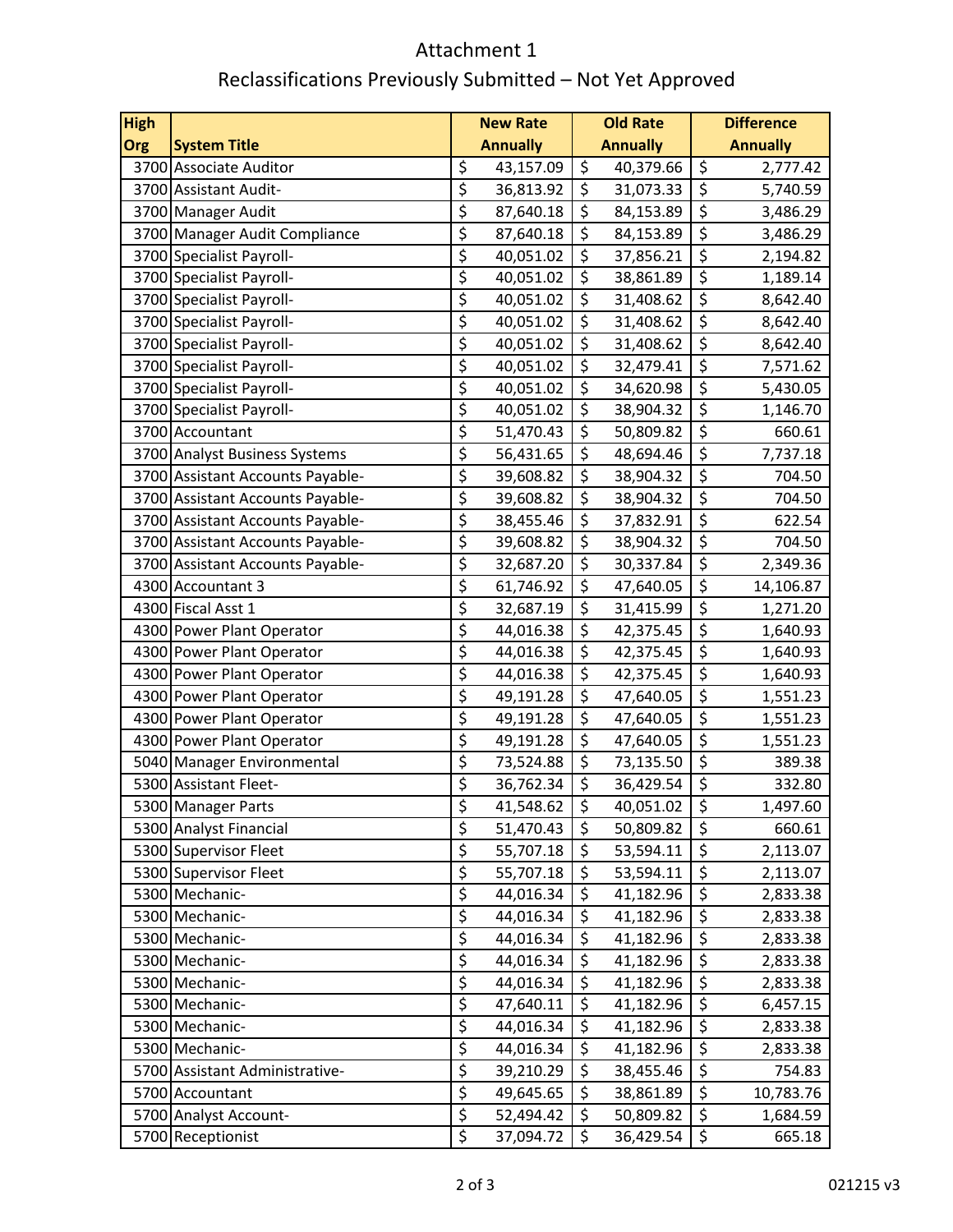# Attachment 1

## Reclassifications Previously Submitted – Not Yet Approved

| High Org | System Title | New Rate Annually | Old Rate Annually | Difference Annually |
|---|---|---|---|---|
| 3700 | Associate Auditor | $ 43,157.09 | $ 40,379.66 | $ 2,777.42 |
| 3700 | Assistant Audit- | $ 36,813.92 | $ 31,073.33 | $ 5,740.59 |
| 3700 | Manager Audit | $ 87,640.18 | $ 84,153.89 | $ 3,486.29 |
| 3700 | Manager Audit Compliance | $ 87,640.18 | $ 84,153.89 | $ 3,486.29 |
| 3700 | Specialist Payroll- | $ 40,051.02 | $ 37,856.21 | $ 2,194.82 |
| 3700 | Specialist Payroll- | $ 40,051.02 | $ 38,861.89 | $ 1,189.14 |
| 3700 | Specialist Payroll- | $ 40,051.02 | $ 31,408.62 | $ 8,642.40 |
| 3700 | Specialist Payroll- | $ 40,051.02 | $ 31,408.62 | $ 8,642.40 |
| 3700 | Specialist Payroll- | $ 40,051.02 | $ 31,408.62 | $ 8,642.40 |
| 3700 | Specialist Payroll- | $ 40,051.02 | $ 32,479.41 | $ 7,571.62 |
| 3700 | Specialist Payroll- | $ 40,051.02 | $ 34,620.98 | $ 5,430.05 |
| 3700 | Specialist Payroll- | $ 40,051.02 | $ 38,904.32 | $ 1,146.70 |
| 3700 | Accountant | $ 51,470.43 | $ 50,809.82 | $ 660.61 |
| 3700 | Analyst Business Systems | $ 56,431.65 | $ 48,694.46 | $ 7,737.18 |
| 3700 | Assistant Accounts Payable- | $ 39,608.82 | $ 38,904.32 | $ 704.50 |
| 3700 | Assistant Accounts Payable- | $ 39,608.82 | $ 38,904.32 | $ 704.50 |
| 3700 | Assistant Accounts Payable- | $ 38,455.46 | $ 37,832.91 | $ 622.54 |
| 3700 | Assistant Accounts Payable- | $ 39,608.82 | $ 38,904.32 | $ 704.50 |
| 3700 | Assistant Accounts Payable- | $ 32,687.20 | $ 30,337.84 | $ 2,349.36 |
| 4300 | Accountant 3 | $ 61,746.92 | $ 47,640.05 | $ 14,106.87 |
| 4300 | Fiscal Asst 1 | $ 32,687.19 | $ 31,415.99 | $ 1,271.20 |
| 4300 | Power Plant Operator | $ 44,016.38 | $ 42,375.45 | $ 1,640.93 |
| 4300 | Power Plant Operator | $ 44,016.38 | $ 42,375.45 | $ 1,640.93 |
| 4300 | Power Plant Operator | $ 44,016.38 | $ 42,375.45 | $ 1,640.93 |
| 4300 | Power Plant Operator | $ 49,191.28 | $ 47,640.05 | $ 1,551.23 |
| 4300 | Power Plant Operator | $ 49,191.28 | $ 47,640.05 | $ 1,551.23 |
| 4300 | Power Plant Operator | $ 49,191.28 | $ 47,640.05 | $ 1,551.23 |
| 5040 | Manager Environmental | $ 73,524.88 | $ 73,135.50 | $ 389.38 |
| 5300 | Assistant Fleet- | $ 36,762.34 | $ 36,429.54 | $ 332.80 |
| 5300 | Manager Parts | $ 41,548.62 | $ 40,051.02 | $ 1,497.60 |
| 5300 | Analyst Financial | $ 51,470.43 | $ 50,809.82 | $ 660.61 |
| 5300 | Supervisor Fleet | $ 55,707.18 | $ 53,594.11 | $ 2,113.07 |
| 5300 | Supervisor Fleet | $ 55,707.18 | $ 53,594.11 | $ 2,113.07 |
| 5300 | Mechanic- | $ 44,016.34 | $ 41,182.96 | $ 2,833.38 |
| 5300 | Mechanic- | $ 44,016.34 | $ 41,182.96 | $ 2,833.38 |
| 5300 | Mechanic- | $ 44,016.34 | $ 41,182.96 | $ 2,833.38 |
| 5300 | Mechanic- | $ 44,016.34 | $ 41,182.96 | $ 2,833.38 |
| 5300 | Mechanic- | $ 44,016.34 | $ 41,182.96 | $ 2,833.38 |
| 5300 | Mechanic- | $ 47,640.11 | $ 41,182.96 | $ 6,457.15 |
| 5300 | Mechanic- | $ 44,016.34 | $ 41,182.96 | $ 2,833.38 |
| 5300 | Mechanic- | $ 44,016.34 | $ 41,182.96 | $ 2,833.38 |
| 5700 | Assistant Administrative- | $ 39,210.29 | $ 38,455.46 | $ 754.83 |
| 5700 | Accountant | $ 49,645.65 | $ 38,861.89 | $ 10,783.76 |
| 5700 | Analyst Account- | $ 52,494.42 | $ 50,809.82 | $ 1,684.59 |
| 5700 | Receptionist | $ 37,094.72 | $ 36,429.54 | $ 665.18 |

021215 v3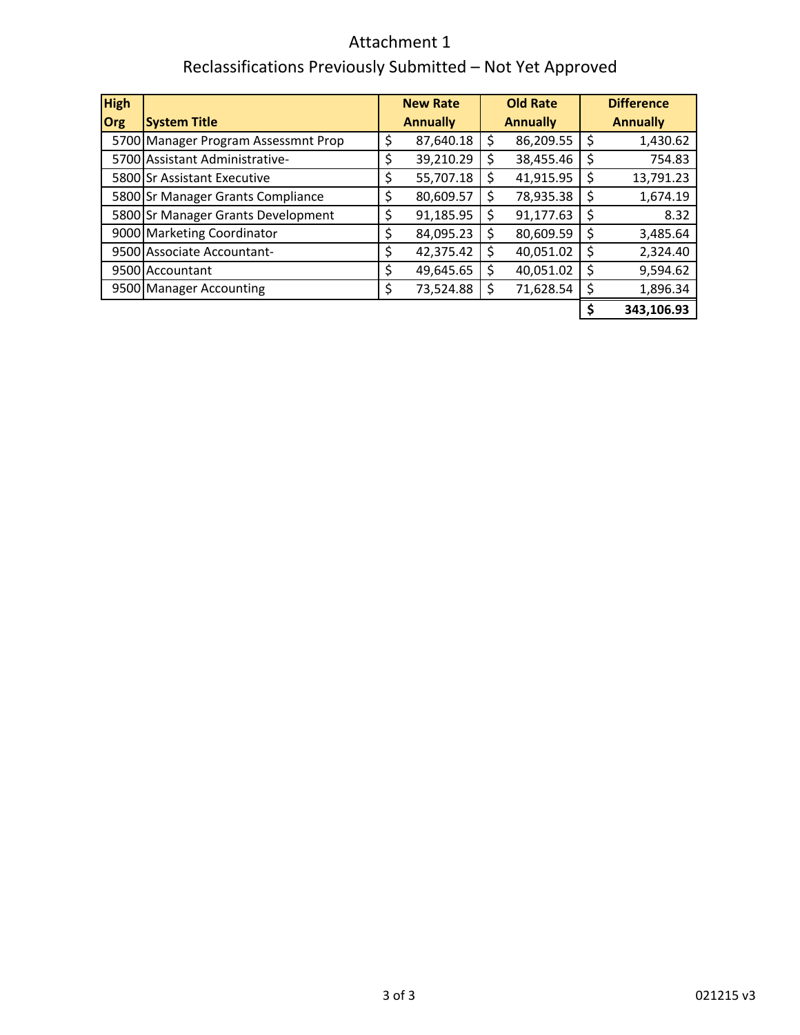# Attachment 1

## Reclassifications Previously Submitted – Not Yet Approved

| High Org | System Title | New Rate Annually | Old Rate Annually | Difference Annually |
|---|---|---|---|---|
| 5700 | Manager Program Assessmnt Prop | $ 87,640.18 | $ 86,209.55 | $ 1,430.62 |
| 5700 | Assistant Administrative- | $ 39,210.29 | $ 38,455.46 | $ 754.83 |
| 5800 | Sr Assistant Executive | $ 55,707.18 | $ 41,915.95 | $ 13,791.23 |
| 5800 | Sr Manager Grants Compliance | $ 80,609.57 | $ 78,935.38 | $ 1,674.19 |
| 5800 | Sr Manager Grants Development | $ 91,185.95 | $ 91,177.63 | $ 8.32 |
| 9000 | Marketing Coordinator | $ 84,095.23 | $ 80,609.59 | $ 3,485.64 |
| 9500 | Associate Accountant- | $ 42,375.42 | $ 40,051.02 | $ 2,324.40 |
| 9500 | Accountant | $ 49,645.65 | $ 40,051.02 | $ 9,594.62 |
| 9500 | Manager Accounting | $ 73,524.88 | $ 71,628.54 | $ 1,896.34 |
| | | | | **$ 343,106.93** |

021215 v3